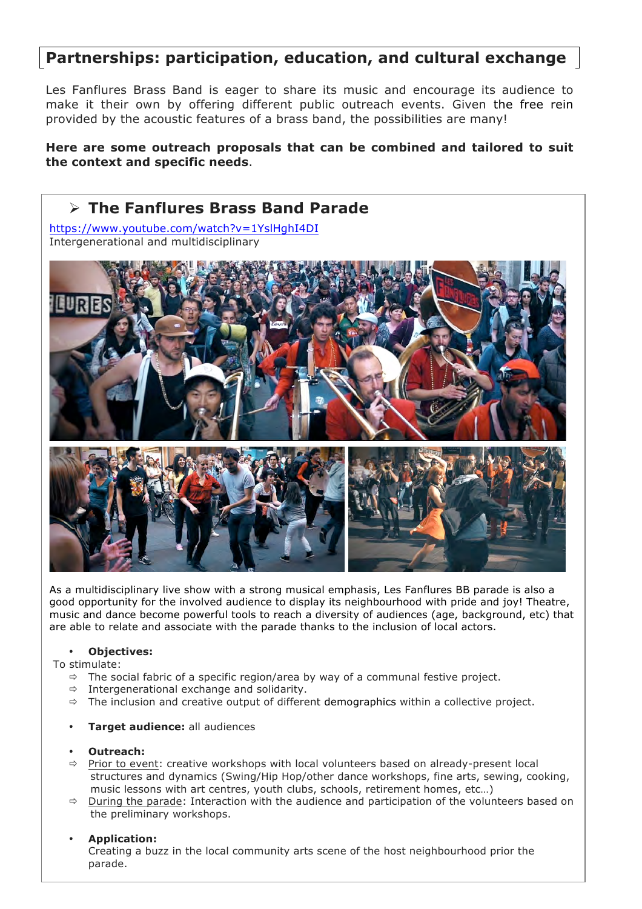## Partnerships: participation, education, and cultural exchange

Les Fanflures Brass Band is eager to share its music and encourage its audience to make it their own by offering different public outreach events. Given the free rein provided by the acoustic features of a brass band, the possibilities are many!

**Here are some outreach proposals that can be combined and tailored to suit the context and specific needs**.

### ➢ The Fanflures Brass Band Parade

https://www.youtube.com/watch?v=1YslHghI4DI
Intergenerational and multidisciplinary

As a multidisciplinary live show with a strong musical emphasis, Les Fanflures BB parade is also a good opportunity for the involved audience to display its neighbourhood with pride and joy! Theatre, music and dance become powerful tools to reach a diversity of audiences (age, background, etc) that are able to relate and associate with the parade thanks to the inclusion of local actors.

- **Objectives:**

To stimulate:

- ⇨ The social fabric of a specific region/area by way of a communal festive project.
- ⇨ Intergenerational exchange and solidarity.
- ⇨ The inclusion and creative output of different demographics within a collective project.

- **Target audience:** all audiences

- **Outreach:**
  - ⇨ Prior to event: creative workshops with local volunteers based on already-present local structures and dynamics (Swing/Hip Hop/other dance workshops, fine arts, sewing, cooking, music lessons with art centres, youth clubs, schools, retirement homes, etc…)
  - ⇨ During the parade: Interaction with the audience and participation of the volunteers based on the preliminary workshops.

- **Application:**
  Creating a buzz in the local community arts scene of the host neighbourhood prior the parade.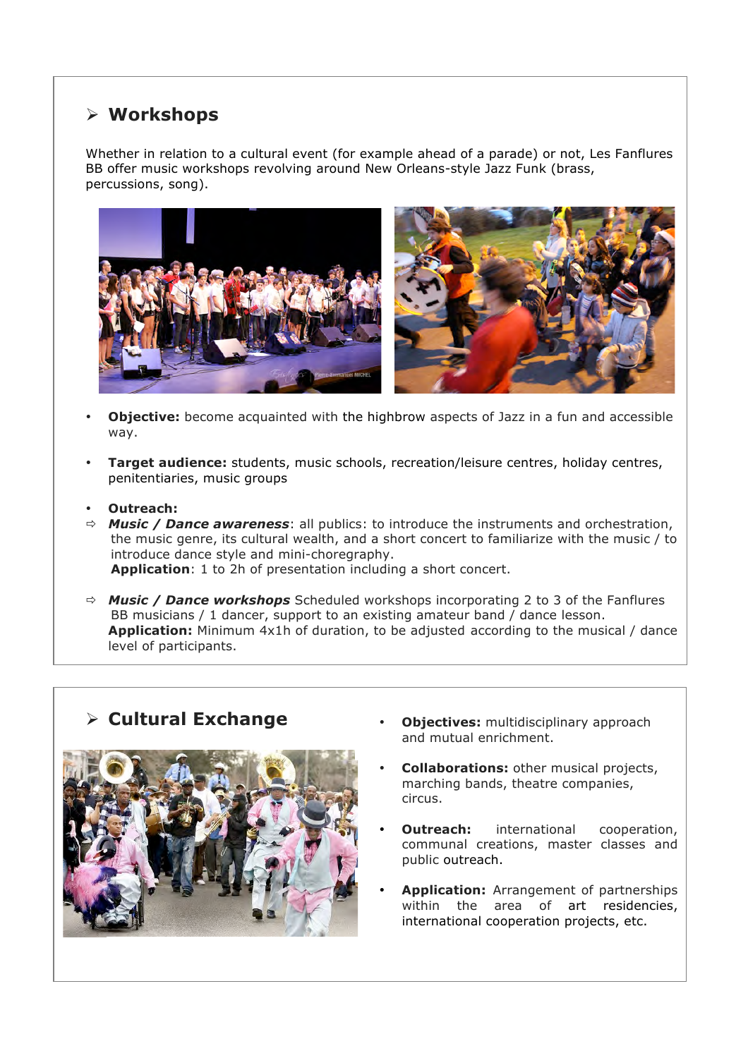## Workshops

Whether in relation to a cultural event (for example ahead of a parade) or not, Les Fanflures BB offer music workshops revolving around New Orleans-style Jazz Funk (brass, percussions, song).

- **Objective:** become acquainted with the highbrow aspects of Jazz in a fun and accessible way.
- **Target audience:** students, music schools, recreation/leisure centres, holiday centres, penitentiaries, music groups
- **Outreach:**

⇨ ***Music / Dance awareness***: all publics: to introduce the instruments and orchestration, the music genre, its cultural wealth, and a short concert to familiarize with the music / to introduce dance style and mini-choregraphy.
**Application**: 1 to 2h of presentation including a short concert.

⇨ ***Music / Dance workshops*** Scheduled workshops incorporating 2 to 3 of the Fanflures BB musicians / 1 dancer, support to an existing amateur band / dance lesson.
**Application:** Minimum 4x1h of duration, to be adjusted according to the musical / dance level of participants.

## Cultural Exchange

- **Objectives:** multidisciplinary approach and mutual enrichment.
- **Collaborations:** other musical projects, marching bands, theatre companies, circus.
- **Outreach:** international cooperation, communal creations, master classes and public outreach.
- **Application:** Arrangement of partnerships within the area of art residencies, international cooperation projects, etc.